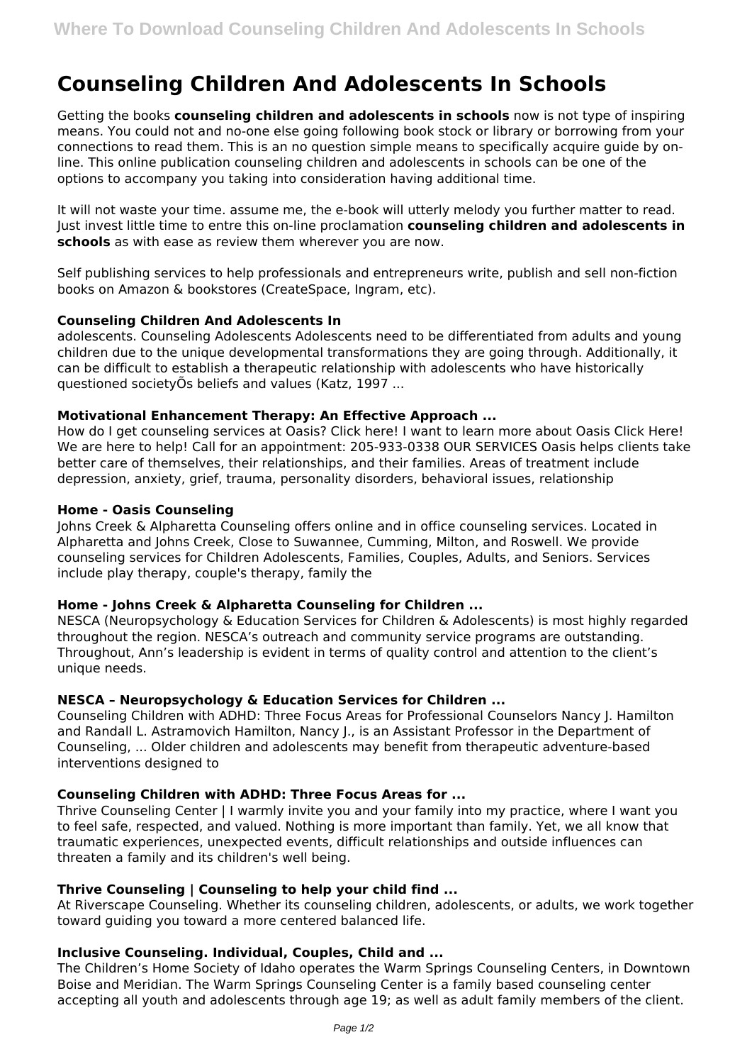# Counseling Children And Adolescents In Schools

Getting the books **counseling children and adolescents in schools** now is not type of inspiring means. You could not and no-one else going following book stock or library or borrowing from your connections to read them. This is an no question simple means to specifically acquire guide by on-line. This online publication counseling children and adolescents in schools can be one of the options to accompany you taking into consideration having additional time.

It will not waste your time. assume me, the e-book will utterly melody you further matter to read. Just invest little time to entre this on-line proclamation **counseling children and adolescents in schools** as with ease as review them wherever you are now.

Self publishing services to help professionals and entrepreneurs write, publish and sell non-fiction books on Amazon & bookstores (CreateSpace, Ingram, etc).

### Counseling Children And Adolescents In

adolescents. Counseling Adolescents Adolescents need to be differentiated from adults and young children due to the unique developmental transformations they are going through. Additionally, it can be difficult to establish a therapeutic relationship with adolescents who have historically questioned societyÕs beliefs and values (Katz, 1997 ...

### Motivational Enhancement Therapy: An Effective Approach ...

How do I get counseling services at Oasis? Click here! I want to learn more about Oasis Click Here! We are here to help! Call for an appointment: 205-933-0338 OUR SERVICES Oasis helps clients take better care of themselves, their relationships, and their families. Areas of treatment include depression, anxiety, grief, trauma, personality disorders, behavioral issues, relationship

### Home - Oasis Counseling

Johns Creek & Alpharetta Counseling offers online and in office counseling services. Located in Alpharetta and Johns Creek, Close to Suwannee, Cumming, Milton, and Roswell. We provide counseling services for Children Adolescents, Families, Couples, Adults, and Seniors. Services include play therapy, couple's therapy, family the

### Home - Johns Creek & Alpharetta Counseling for Children ...

NESCA (Neuropsychology & Education Services for Children & Adolescents) is most highly regarded throughout the region. NESCA's outreach and community service programs are outstanding. Throughout, Ann's leadership is evident in terms of quality control and attention to the client's unique needs.

### NESCA – Neuropsychology & Education Services for Children ...

Counseling Children with ADHD: Three Focus Areas for Professional Counselors Nancy J. Hamilton and Randall L. Astramovich Hamilton, Nancy J., is an Assistant Professor in the Department of Counseling, ... Older children and adolescents may benefit from therapeutic adventure-based interventions designed to

### Counseling Children with ADHD: Three Focus Areas for ...

Thrive Counseling Center | I warmly invite you and your family into my practice, where I want you to feel safe, respected, and valued. Nothing is more important than family. Yet, we all know that traumatic experiences, unexpected events, difficult relationships and outside influences can threaten a family and its children's well being.

### Thrive Counseling | Counseling to help your child find ...

At Riverscape Counseling. Whether its counseling children, adolescents, or adults, we work together toward guiding you toward a more centered balanced life.

### Inclusive Counseling. Individual, Couples, Child and ...

The Children's Home Society of Idaho operates the Warm Springs Counseling Centers, in Downtown Boise and Meridian. The Warm Springs Counseling Center is a family based counseling center accepting all youth and adolescents through age 19; as well as adult family members of the client.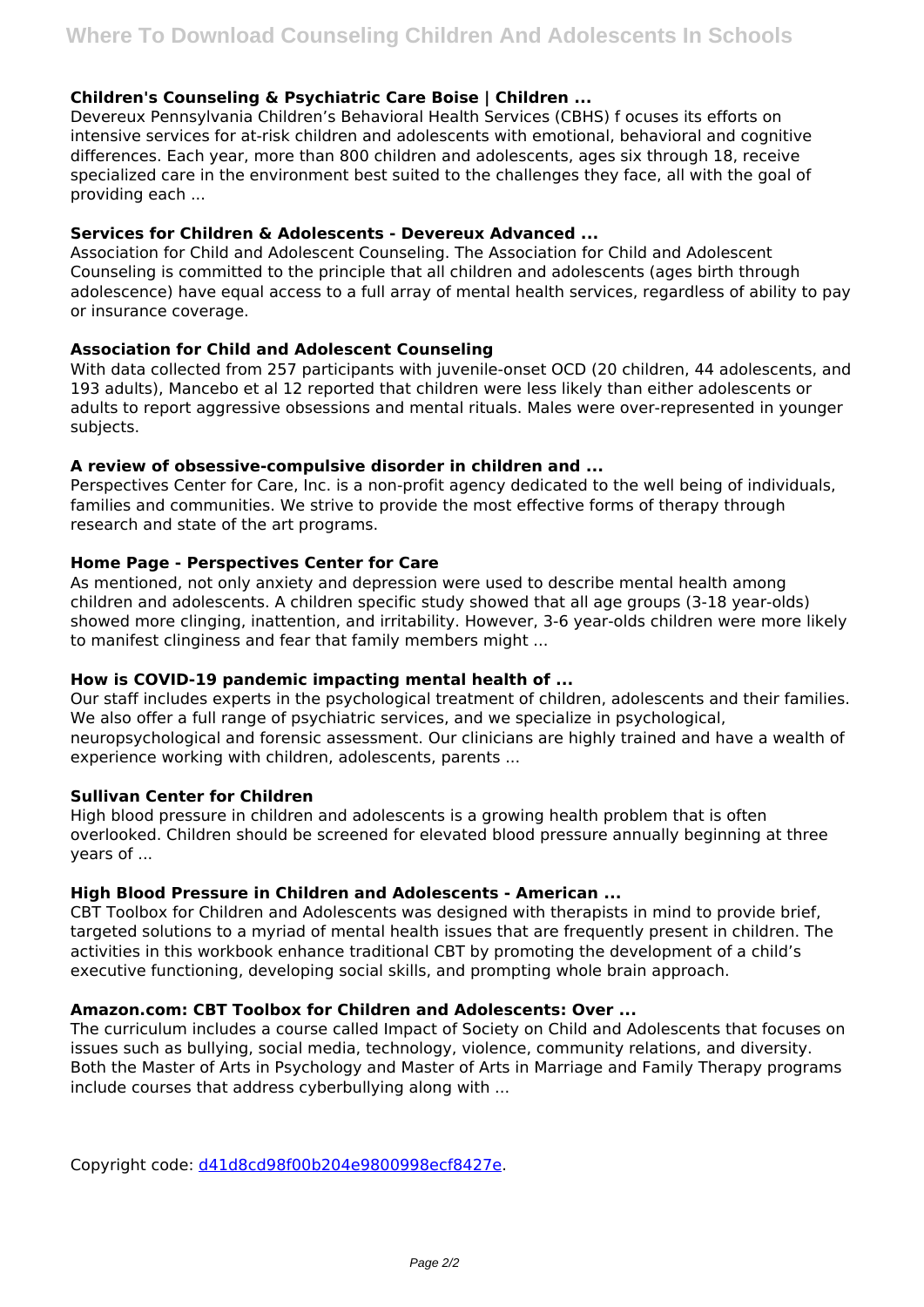### Children's Counseling & Psychiatric Care Boise | Children ...

Devereux Pennsylvania Children's Behavioral Health Services (CBHS) f ocuses its efforts on intensive services for at-risk children and adolescents with emotional, behavioral and cognitive differences. Each year, more than 800 children and adolescents, ages six through 18, receive specialized care in the environment best suited to the challenges they face, all with the goal of providing each ...

### Services for Children & Adolescents - Devereux Advanced ...

Association for Child and Adolescent Counseling. The Association for Child and Adolescent Counseling is committed to the principle that all children and adolescents (ages birth through adolescence) have equal access to a full array of mental health services, regardless of ability to pay or insurance coverage.

### Association for Child and Adolescent Counseling

With data collected from 257 participants with juvenile-onset OCD (20 children, 44 adolescents, and 193 adults), Mancebo et al 12 reported that children were less likely than either adolescents or adults to report aggressive obsessions and mental rituals. Males were over-represented in younger subjects.

### A review of obsessive-compulsive disorder in children and ...

Perspectives Center for Care, Inc. is a non-profit agency dedicated to the well being of individuals, families and communities. We strive to provide the most effective forms of therapy through research and state of the art programs.

### Home Page - Perspectives Center for Care

As mentioned, not only anxiety and depression were used to describe mental health among children and adolescents. A children specific study showed that all age groups (3-18 year-olds) showed more clinging, inattention, and irritability. However, 3-6 year-olds children were more likely to manifest clinginess and fear that family members might ...

### How is COVID-19 pandemic impacting mental health of ...

Our staff includes experts in the psychological treatment of children, adolescents and their families. We also offer a full range of psychiatric services, and we specialize in psychological, neuropsychological and forensic assessment. Our clinicians are highly trained and have a wealth of experience working with children, adolescents, parents ...

### Sullivan Center for Children

High blood pressure in children and adolescents is a growing health problem that is often overlooked. Children should be screened for elevated blood pressure annually beginning at three years of ...

### High Blood Pressure in Children and Adolescents - American ...

CBT Toolbox for Children and Adolescents was designed with therapists in mind to provide brief, targeted solutions to a myriad of mental health issues that are frequently present in children. The activities in this workbook enhance traditional CBT by promoting the development of a child's executive functioning, developing social skills, and prompting whole brain approach.

### Amazon.com: CBT Toolbox for Children and Adolescents: Over ...

The curriculum includes a course called Impact of Society on Child and Adolescents that focuses on issues such as bullying, social media, technology, violence, community relations, and diversity. Both the Master of Arts in Psychology and Master of Arts in Marriage and Family Therapy programs include courses that address cyberbullying along with ...

Copyright code: d41d8cd98f00b204e9800998ecf8427e.